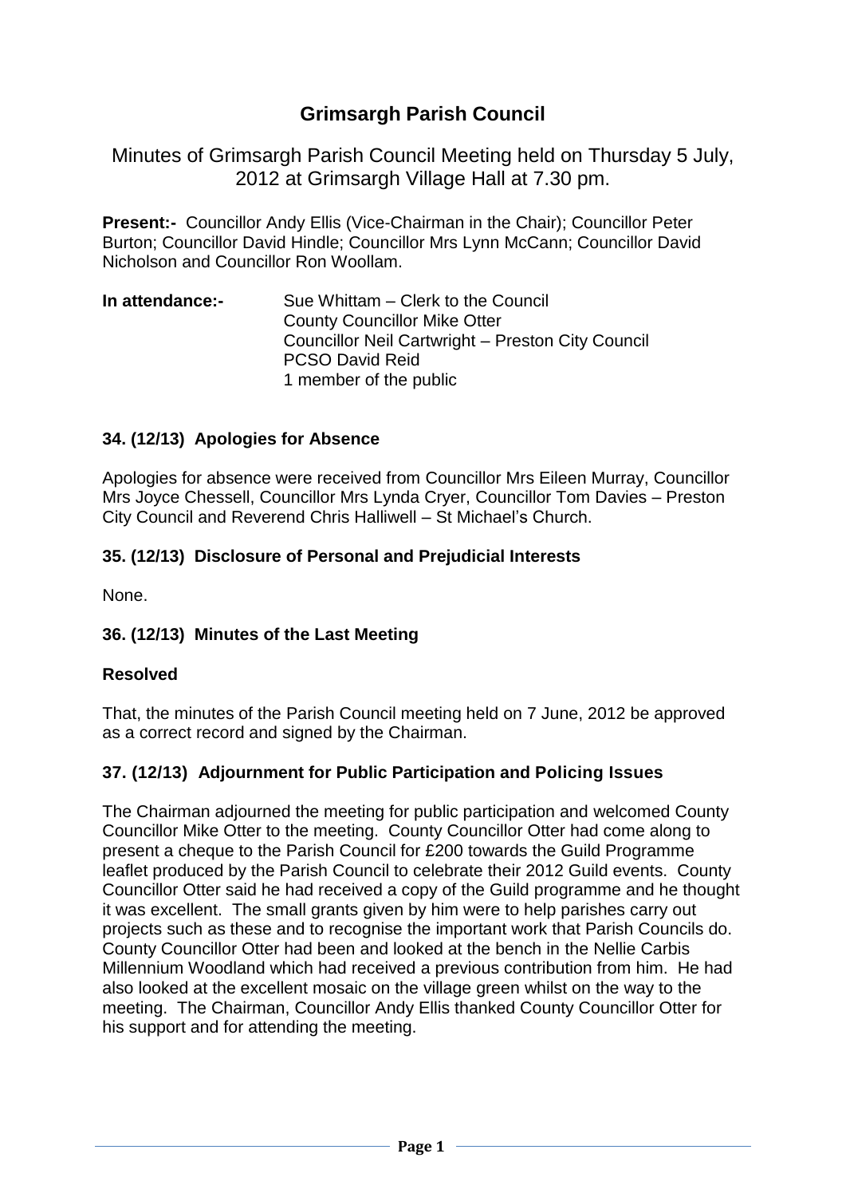# Grimsargh Parish Council

Minutes of Grimsargh Parish Council Meeting held on Thursday 5 July, 2012 at Grimsargh Village Hall at 7.30 pm.

**Present:-** Councillor Andy Ellis (Vice-Chairman in the Chair); Councillor Peter Burton; Councillor David Hindle; Councillor Mrs Lynn McCann; Councillor David Nicholson and Councillor Ron Woollam.

**In attendance:-** Sue Whittam – Clerk to the Council
County Councillor Mike Otter
Councillor Neil Cartwright – Preston City Council
PCSO David Reid
1 member of the public

### 34. (12/13) Apologies for Absence

Apologies for absence were received from Councillor Mrs Eileen Murray, Councillor Mrs Joyce Chessell, Councillor Mrs Lynda Cryer, Councillor Tom Davies – Preston City Council and Reverend Chris Halliwell – St Michael's Church.

### 35. (12/13) Disclosure of Personal and Prejudicial Interests

None.

### 36. (12/13) Minutes of the Last Meeting

**Resolved**

That, the minutes of the Parish Council meeting held on 7 June, 2012 be approved as a correct record and signed by the Chairman.

### 37. (12/13) Adjournment for Public Participation and Policing Issues

The Chairman adjourned the meeting for public participation and welcomed County Councillor Mike Otter to the meeting. County Councillor Otter had come along to present a cheque to the Parish Council for £200 towards the Guild Programme leaflet produced by the Parish Council to celebrate their 2012 Guild events. County Councillor Otter said he had received a copy of the Guild programme and he thought it was excellent. The small grants given by him were to help parishes carry out projects such as these and to recognise the important work that Parish Councils do. County Councillor Otter had been and looked at the bench in the Nellie Carbis Millennium Woodland which had received a previous contribution from him. He had also looked at the excellent mosaic on the village green whilst on the way to the meeting. The Chairman, Councillor Andy Ellis thanked County Councillor Otter for his support and for attending the meeting.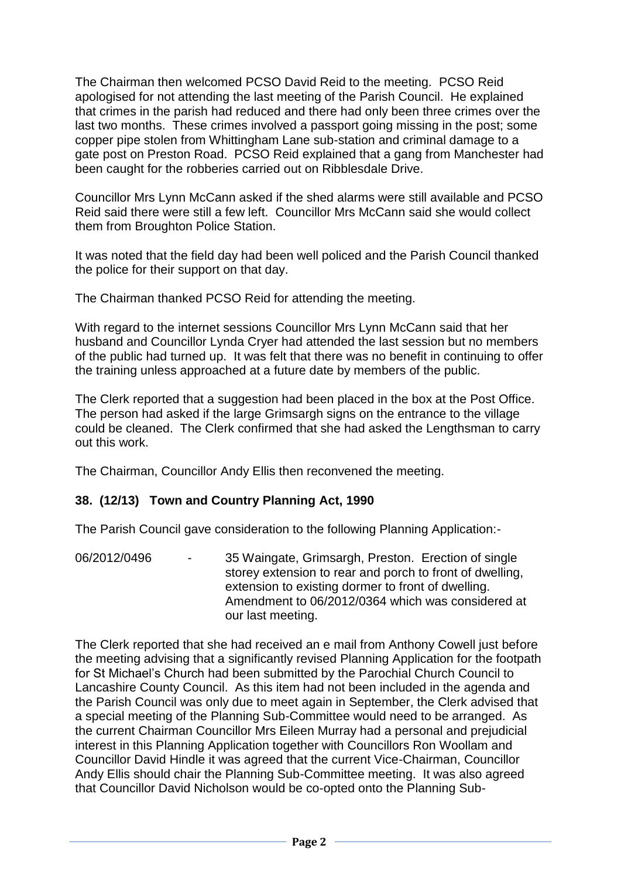The Chairman then welcomed PCSO David Reid to the meeting. PCSO Reid apologised for not attending the last meeting of the Parish Council. He explained that crimes in the parish had reduced and there had only been three crimes over the last two months. These crimes involved a passport going missing in the post; some copper pipe stolen from Whittingham Lane sub-station and criminal damage to a gate post on Preston Road. PCSO Reid explained that a gang from Manchester had been caught for the robberies carried out on Ribblesdale Drive.

Councillor Mrs Lynn McCann asked if the shed alarms were still available and PCSO Reid said there were still a few left. Councillor Mrs McCann said she would collect them from Broughton Police Station.

It was noted that the field day had been well policed and the Parish Council thanked the police for their support on that day.

The Chairman thanked PCSO Reid for attending the meeting.

With regard to the internet sessions Councillor Mrs Lynn McCann said that her husband and Councillor Lynda Cryer had attended the last session but no members of the public had turned up. It was felt that there was no benefit in continuing to offer the training unless approached at a future date by members of the public.

The Clerk reported that a suggestion had been placed in the box at the Post Office. The person had asked if the large Grimsargh signs on the entrance to the village could be cleaned. The Clerk confirmed that she had asked the Lengthsman to carry out this work.

The Chairman, Councillor Andy Ellis then reconvened the meeting.

## 38. (12/13) Town and Country Planning Act, 1990

The Parish Council gave consideration to the following Planning Application:-

06/2012/0496 - 35 Waingate, Grimsargh, Preston. Erection of single storey extension to rear and porch to front of dwelling, extension to existing dormer to front of dwelling. Amendment to 06/2012/0364 which was considered at our last meeting.

The Clerk reported that she had received an e mail from Anthony Cowell just before the meeting advising that a significantly revised Planning Application for the footpath for St Michael's Church had been submitted by the Parochial Church Council to Lancashire County Council. As this item had not been included in the agenda and the Parish Council was only due to meet again in September, the Clerk advised that a special meeting of the Planning Sub-Committee would need to be arranged. As the current Chairman Councillor Mrs Eileen Murray had a personal and prejudicial interest in this Planning Application together with Councillors Ron Woollam and Councillor David Hindle it was agreed that the current Vice-Chairman, Councillor Andy Ellis should chair the Planning Sub-Committee meeting. It was also agreed that Councillor David Nicholson would be co-opted onto the Planning Sub-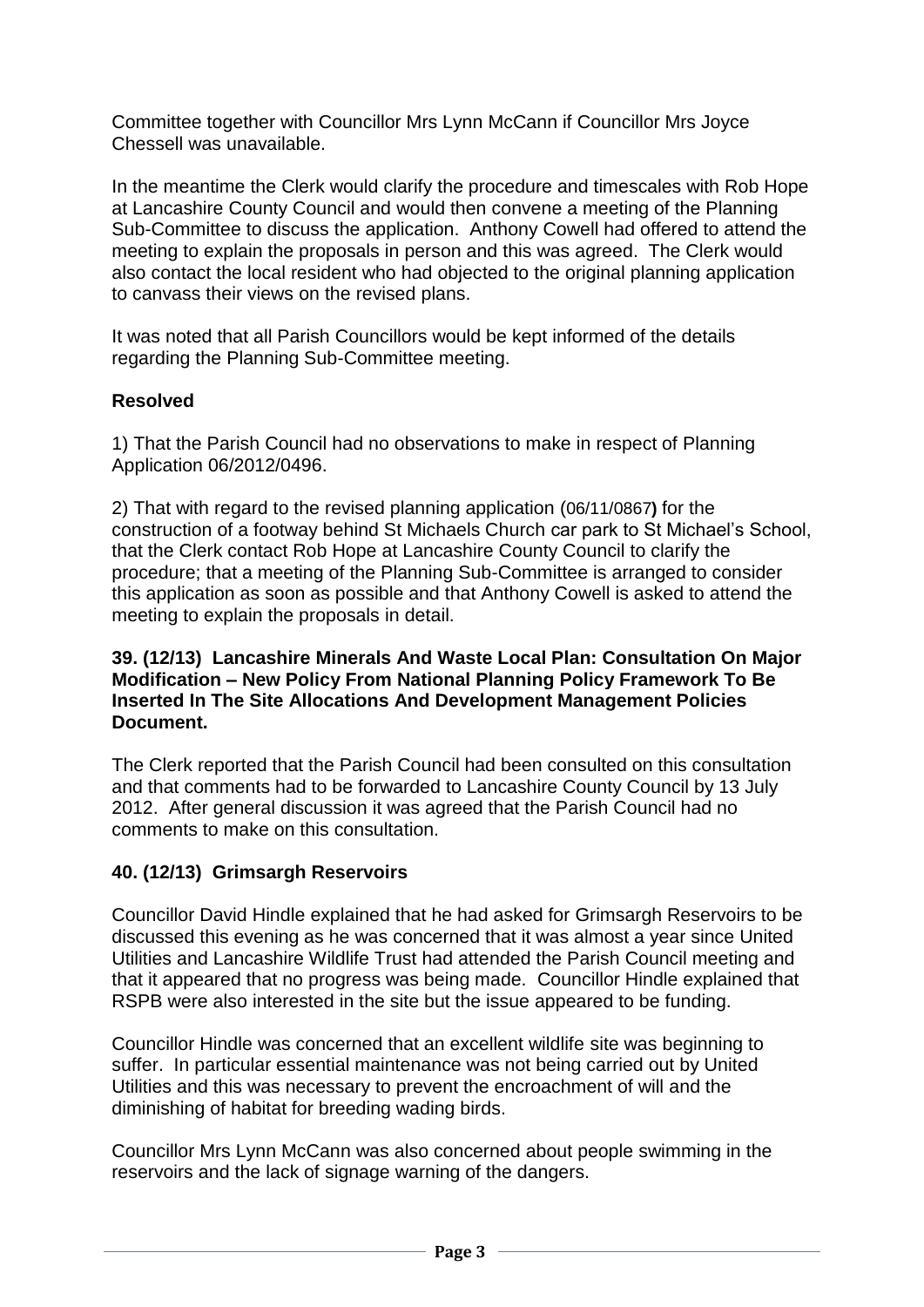Committee together with Councillor Mrs Lynn McCann if Councillor Mrs Joyce Chessell was unavailable.

In the meantime the Clerk would clarify the procedure and timescales with Rob Hope at Lancashire County Council and would then convene a meeting of the Planning Sub-Committee to discuss the application. Anthony Cowell had offered to attend the meeting to explain the proposals in person and this was agreed. The Clerk would also contact the local resident who had objected to the original planning application to canvass their views on the revised plans.

It was noted that all Parish Councillors would be kept informed of the details regarding the Planning Sub-Committee meeting.

**Resolved**

1) That the Parish Council had no observations to make in respect of Planning Application 06/2012/0496.

2) That with regard to the revised planning application (06/11/0867**)** for the construction of a footway behind St Michaels Church car park to St Michael's School, that the Clerk contact Rob Hope at Lancashire County Council to clarify the procedure; that a meeting of the Planning Sub-Committee is arranged to consider this application as soon as possible and that Anthony Cowell is asked to attend the meeting to explain the proposals in detail.

**39. (12/13) Lancashire Minerals And Waste Local Plan: Consultation On Major Modification – New Policy From National Planning Policy Framework To Be Inserted In The Site Allocations And Development Management Policies Document.**

The Clerk reported that the Parish Council had been consulted on this consultation and that comments had to be forwarded to Lancashire County Council by 13 July 2012. After general discussion it was agreed that the Parish Council had no comments to make on this consultation.

**40. (12/13) Grimsargh Reservoirs**

Councillor David Hindle explained that he had asked for Grimsargh Reservoirs to be discussed this evening as he was concerned that it was almost a year since United Utilities and Lancashire Wildlife Trust had attended the Parish Council meeting and that it appeared that no progress was being made. Councillor Hindle explained that RSPB were also interested in the site but the issue appeared to be funding.

Councillor Hindle was concerned that an excellent wildlife site was beginning to suffer. In particular essential maintenance was not being carried out by United Utilities and this was necessary to prevent the encroachment of will and the diminishing of habitat for breeding wading birds.

Councillor Mrs Lynn McCann was also concerned about people swimming in the reservoirs and the lack of signage warning of the dangers.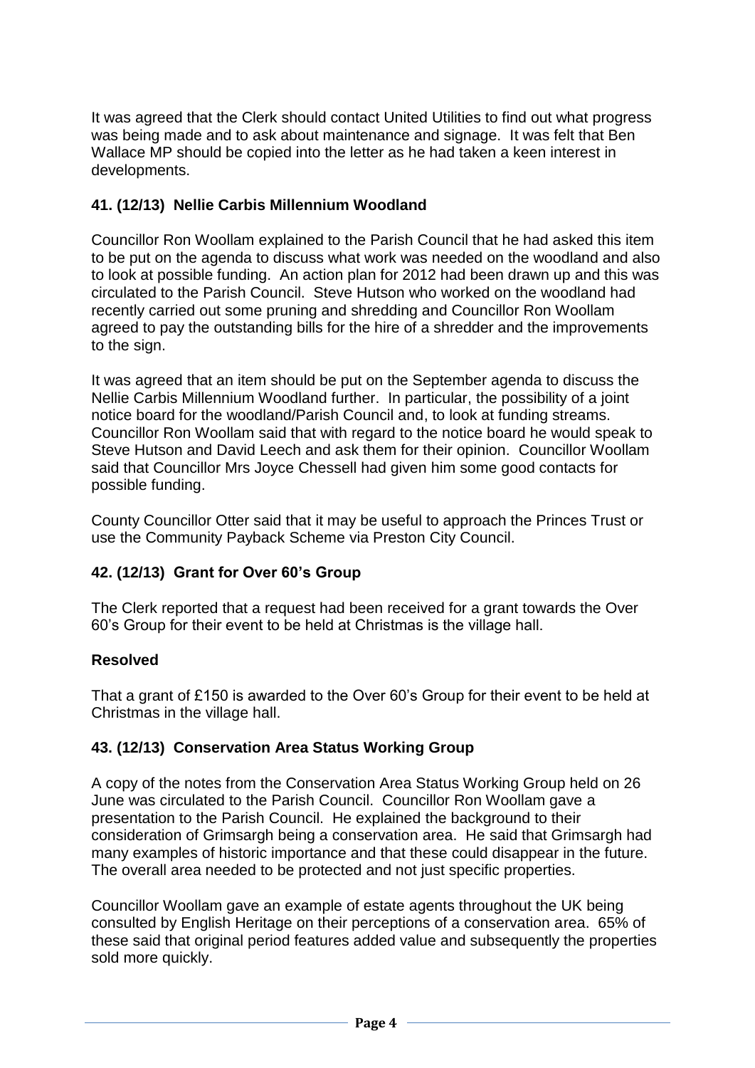It was agreed that the Clerk should contact United Utilities to find out what progress was being made and to ask about maintenance and signage. It was felt that Ben Wallace MP should be copied into the letter as he had taken a keen interest in developments.

### 41. (12/13) Nellie Carbis Millennium Woodland

Councillor Ron Woollam explained to the Parish Council that he had asked this item to be put on the agenda to discuss what work was needed on the woodland and also to look at possible funding. An action plan for 2012 had been drawn up and this was circulated to the Parish Council. Steve Hutson who worked on the woodland had recently carried out some pruning and shredding and Councillor Ron Woollam agreed to pay the outstanding bills for the hire of a shredder and the improvements to the sign.

It was agreed that an item should be put on the September agenda to discuss the Nellie Carbis Millennium Woodland further. In particular, the possibility of a joint notice board for the woodland/Parish Council and, to look at funding streams. Councillor Ron Woollam said that with regard to the notice board he would speak to Steve Hutson and David Leech and ask them for their opinion. Councillor Woollam said that Councillor Mrs Joyce Chessell had given him some good contacts for possible funding.

County Councillor Otter said that it may be useful to approach the Princes Trust or use the Community Payback Scheme via Preston City Council.

### 42. (12/13) Grant for Over 60's Group

The Clerk reported that a request had been received for a grant towards the Over 60's Group for their event to be held at Christmas is the village hall.

**Resolved**

That a grant of £150 is awarded to the Over 60's Group for their event to be held at Christmas in the village hall.

### 43. (12/13) Conservation Area Status Working Group

A copy of the notes from the Conservation Area Status Working Group held on 26 June was circulated to the Parish Council. Councillor Ron Woollam gave a presentation to the Parish Council. He explained the background to their consideration of Grimsargh being a conservation area. He said that Grimsargh had many examples of historic importance and that these could disappear in the future. The overall area needed to be protected and not just specific properties.

Councillor Woollam gave an example of estate agents throughout the UK being consulted by English Heritage on their perceptions of a conservation area. 65% of these said that original period features added value and subsequently the properties sold more quickly.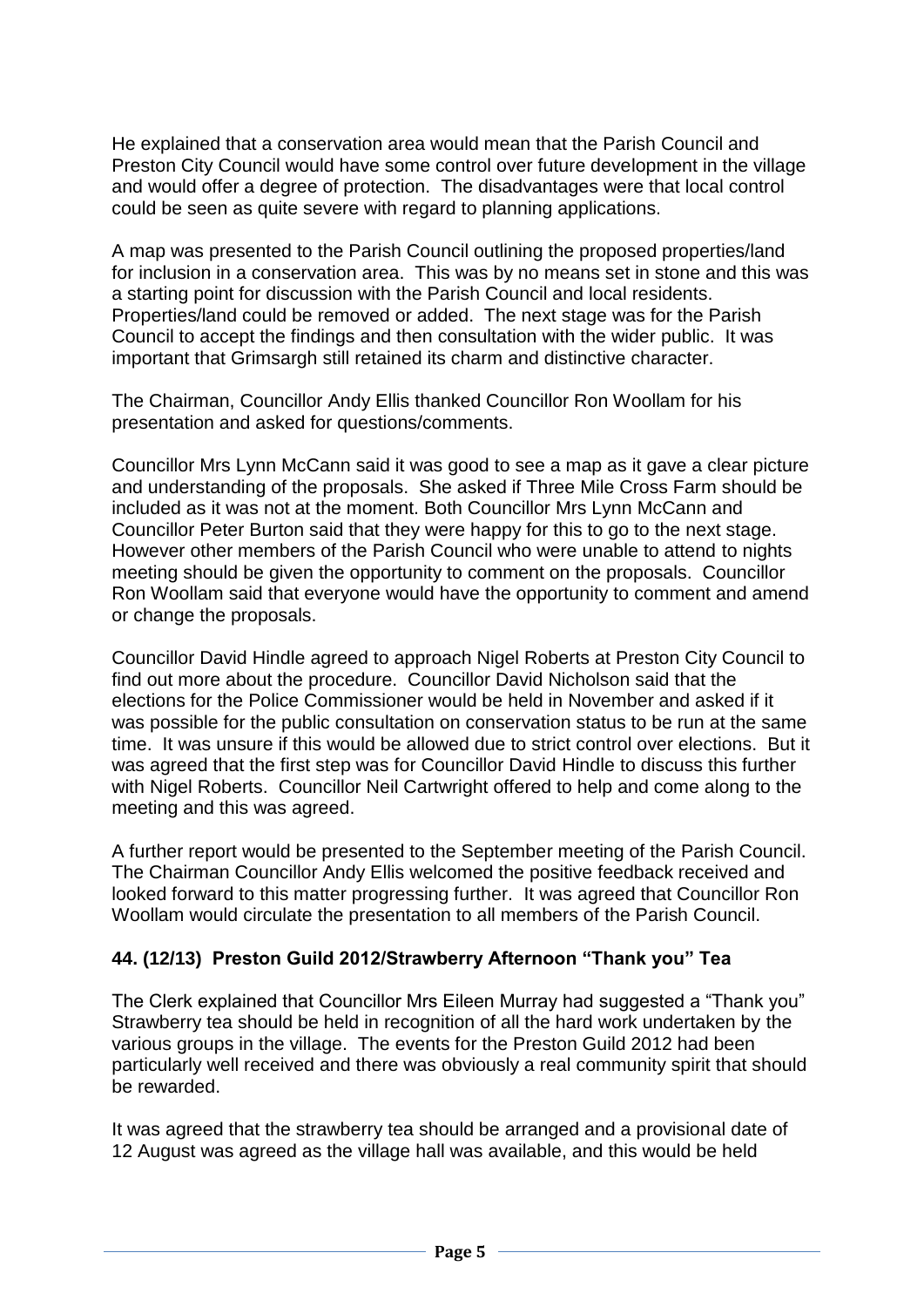He explained that a conservation area would mean that the Parish Council and Preston City Council would have some control over future development in the village and would offer a degree of protection. The disadvantages were that local control could be seen as quite severe with regard to planning applications.

A map was presented to the Parish Council outlining the proposed properties/land for inclusion in a conservation area. This was by no means set in stone and this was a starting point for discussion with the Parish Council and local residents. Properties/land could be removed or added. The next stage was for the Parish Council to accept the findings and then consultation with the wider public. It was important that Grimsargh still retained its charm and distinctive character.

The Chairman, Councillor Andy Ellis thanked Councillor Ron Woollam for his presentation and asked for questions/comments.

Councillor Mrs Lynn McCann said it was good to see a map as it gave a clear picture and understanding of the proposals. She asked if Three Mile Cross Farm should be included as it was not at the moment. Both Councillor Mrs Lynn McCann and Councillor Peter Burton said that they were happy for this to go to the next stage. However other members of the Parish Council who were unable to attend to nights meeting should be given the opportunity to comment on the proposals. Councillor Ron Woollam said that everyone would have the opportunity to comment and amend or change the proposals.

Councillor David Hindle agreed to approach Nigel Roberts at Preston City Council to find out more about the procedure. Councillor David Nicholson said that the elections for the Police Commissioner would be held in November and asked if it was possible for the public consultation on conservation status to be run at the same time. It was unsure if this would be allowed due to strict control over elections. But it was agreed that the first step was for Councillor David Hindle to discuss this further with Nigel Roberts. Councillor Neil Cartwright offered to help and come along to the meeting and this was agreed.

A further report would be presented to the September meeting of the Parish Council. The Chairman Councillor Andy Ellis welcomed the positive feedback received and looked forward to this matter progressing further. It was agreed that Councillor Ron Woollam would circulate the presentation to all members of the Parish Council.

**44. (12/13) Preston Guild 2012/Strawberry Afternoon "Thank you" Tea**

The Clerk explained that Councillor Mrs Eileen Murray had suggested a "Thank you" Strawberry tea should be held in recognition of all the hard work undertaken by the various groups in the village. The events for the Preston Guild 2012 had been particularly well received and there was obviously a real community spirit that should be rewarded.

It was agreed that the strawberry tea should be arranged and a provisional date of 12 August was agreed as the village hall was available, and this would be held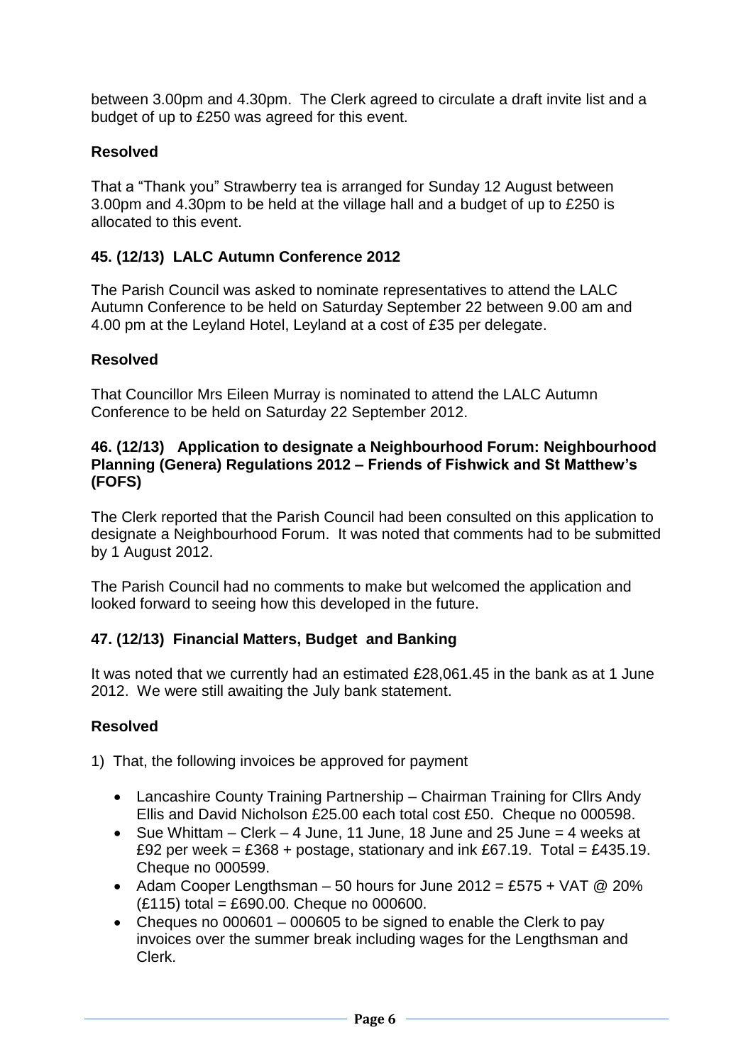between 3.00pm and 4.30pm. The Clerk agreed to circulate a draft invite list and a budget of up to £250 was agreed for this event.

**Resolved**

That a "Thank you" Strawberry tea is arranged for Sunday 12 August between 3.00pm and 4.30pm to be held at the village hall and a budget of up to £250 is allocated to this event.

### 45. (12/13) LALC Autumn Conference 2012

The Parish Council was asked to nominate representatives to attend the LALC Autumn Conference to be held on Saturday September 22 between 9.00 am and 4.00 pm at the Leyland Hotel, Leyland at a cost of £35 per delegate.

**Resolved**

That Councillor Mrs Eileen Murray is nominated to attend the LALC Autumn Conference to be held on Saturday 22 September 2012.

### 46. (12/13) Application to designate a Neighbourhood Forum: Neighbourhood Planning (Genera) Regulations 2012 – Friends of Fishwick and St Matthew's (FOFS)

The Clerk reported that the Parish Council had been consulted on this application to designate a Neighbourhood Forum. It was noted that comments had to be submitted by 1 August 2012.

The Parish Council had no comments to make but welcomed the application and looked forward to seeing how this developed in the future.

### 47. (12/13) Financial Matters, Budget and Banking

It was noted that we currently had an estimated £28,061.45 in the bank as at 1 June 2012. We were still awaiting the July bank statement.

**Resolved**

1) That, the following invoices be approved for payment

   - Lancashire County Training Partnership – Chairman Training for Cllrs Andy Ellis and David Nicholson £25.00 each total cost £50. Cheque no 000598.
   - Sue Whittam – Clerk – 4 June, 11 June, 18 June and 25 June = 4 weeks at £92 per week = £368 + postage, stationary and ink £67.19. Total = £435.19. Cheque no 000599.
   - Adam Cooper Lengthsman – 50 hours for June 2012 = £575 + VAT @ 20% (£115) total = £690.00. Cheque no 000600.
   - Cheques no 000601 – 000605 to be signed to enable the Clerk to pay invoices over the summer break including wages for the Lengthsman and Clerk.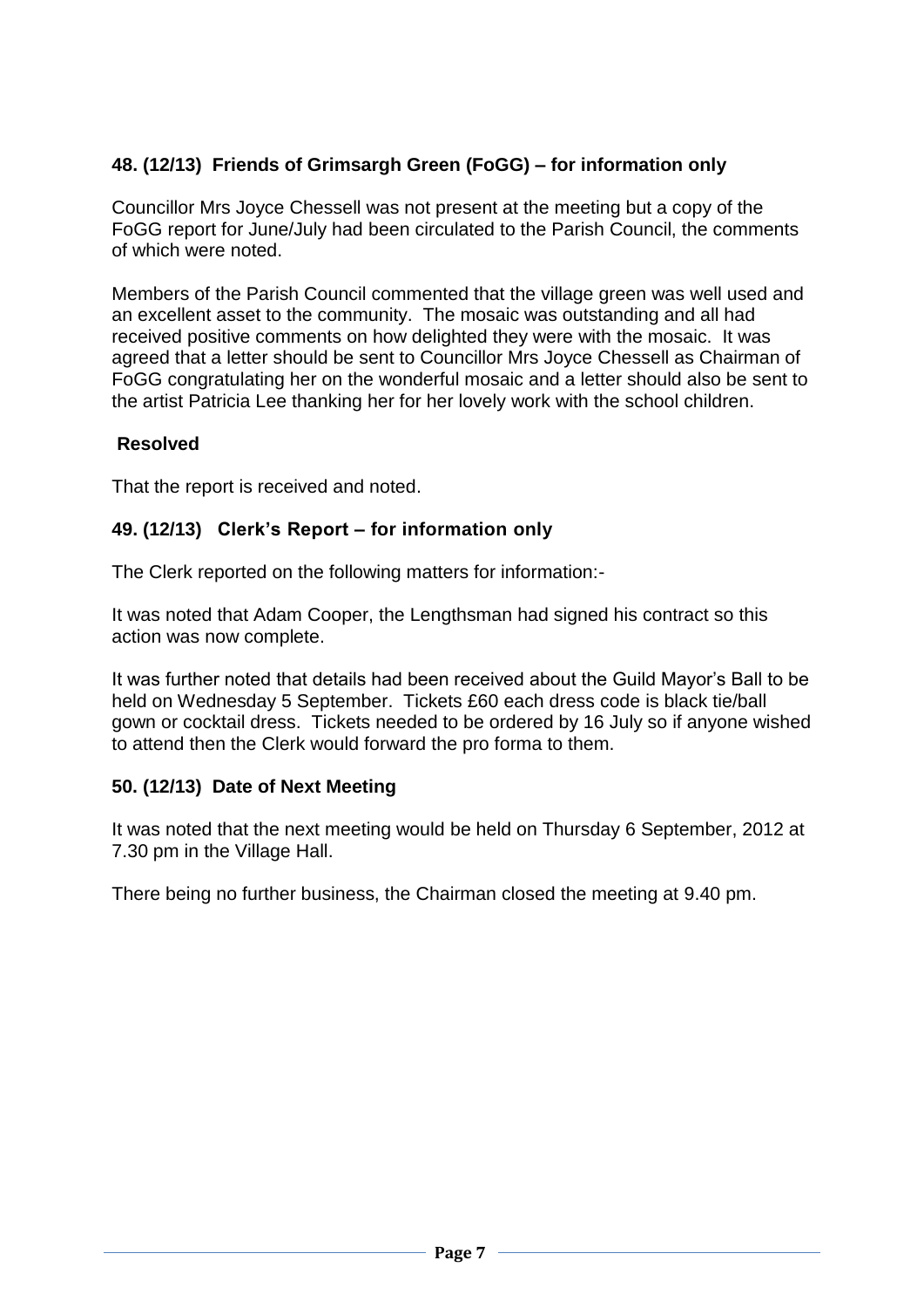### 48. (12/13) Friends of Grimsargh Green (FoGG) – for information only

Councillor Mrs Joyce Chessell was not present at the meeting but a copy of the FoGG report for June/July had been circulated to the Parish Council, the comments of which were noted.

Members of the Parish Council commented that the village green was well used and an excellent asset to the community. The mosaic was outstanding and all had received positive comments on how delighted they were with the mosaic. It was agreed that a letter should be sent to Councillor Mrs Joyce Chessell as Chairman of FoGG congratulating her on the wonderful mosaic and a letter should also be sent to the artist Patricia Lee thanking her for her lovely work with the school children.

**Resolved**

That the report is received and noted.

### 49. (12/13) Clerk's Report – for information only

The Clerk reported on the following matters for information:-

It was noted that Adam Cooper, the Lengthsman had signed his contract so this action was now complete.

It was further noted that details had been received about the Guild Mayor's Ball to be held on Wednesday 5 September. Tickets £60 each dress code is black tie/ball gown or cocktail dress. Tickets needed to be ordered by 16 July so if anyone wished to attend then the Clerk would forward the pro forma to them.

### 50. (12/13) Date of Next Meeting

It was noted that the next meeting would be held on Thursday 6 September, 2012 at 7.30 pm in the Village Hall.

There being no further business, the Chairman closed the meeting at 9.40 pm.